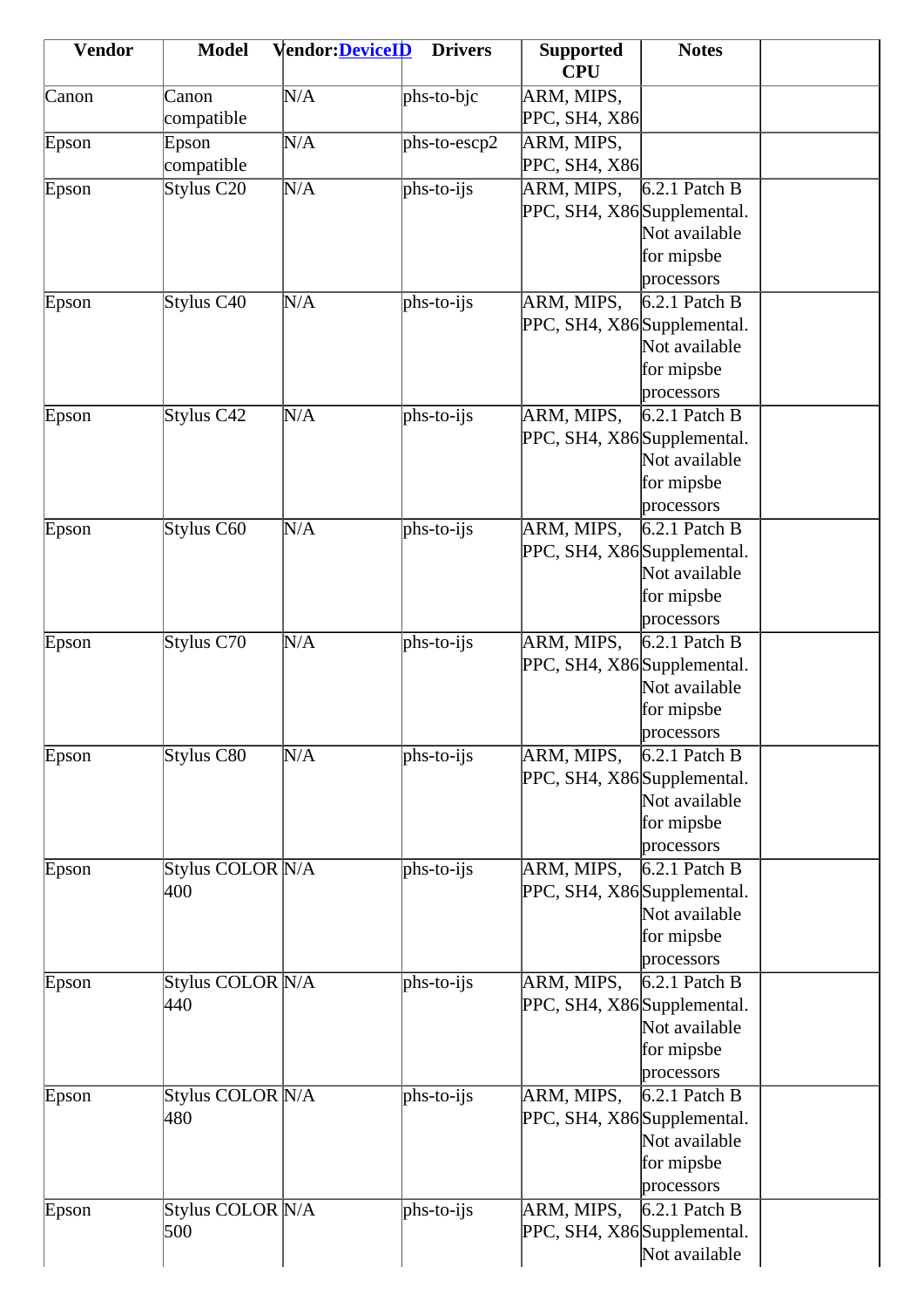| Vendor | Model | Vendor:DeviceID | Drivers | Supported CPU | Notes | |
|---|---|---|---|---|---|---|
| Canon | Canon compatible | N/A | phs-to-bjc | ARM, MIPS, PPC, SH4, X86 | | |
| Epson | Epson compatible | N/A | phs-to-escp2 | ARM, MIPS, PPC, SH4, X86 | | |
| Epson | Stylus C20 | N/A | phs-to-ijs | ARM, MIPS, PPC, SH4, X86 | 6.2.1 Patch B Supplemental. Not available for mipsbe processors | |
| Epson | Stylus C40 | N/A | phs-to-ijs | ARM, MIPS, PPC, SH4, X86 | 6.2.1 Patch B Supplemental. Not available for mipsbe processors | |
| Epson | Stylus C42 | N/A | phs-to-ijs | ARM, MIPS, PPC, SH4, X86 | 6.2.1 Patch B Supplemental. Not available for mipsbe processors | |
| Epson | Stylus C60 | N/A | phs-to-ijs | ARM, MIPS, PPC, SH4, X86 | 6.2.1 Patch B Supplemental. Not available for mipsbe processors | |
| Epson | Stylus C70 | N/A | phs-to-ijs | ARM, MIPS, PPC, SH4, X86 | 6.2.1 Patch B Supplemental. Not available for mipsbe processors | |
| Epson | Stylus C80 | N/A | phs-to-ijs | ARM, MIPS, PPC, SH4, X86 | 6.2.1 Patch B Supplemental. Not available for mipsbe processors | |
| Epson | Stylus COLOR 400 | N/A | phs-to-ijs | ARM, MIPS, PPC, SH4, X86 | 6.2.1 Patch B Supplemental. Not available for mipsbe processors | |
| Epson | Stylus COLOR 440 | N/A | phs-to-ijs | ARM, MIPS, PPC, SH4, X86 | 6.2.1 Patch B Supplemental. Not available for mipsbe processors | |
| Epson | Stylus COLOR 480 | N/A | phs-to-ijs | ARM, MIPS, PPC, SH4, X86 | 6.2.1 Patch B Supplemental. Not available for mipsbe processors | |
| Epson | Stylus COLOR 500 | N/A | phs-to-ijs | ARM, MIPS, PPC, SH4, X86 | 6.2.1 Patch B Supplemental. Not available | |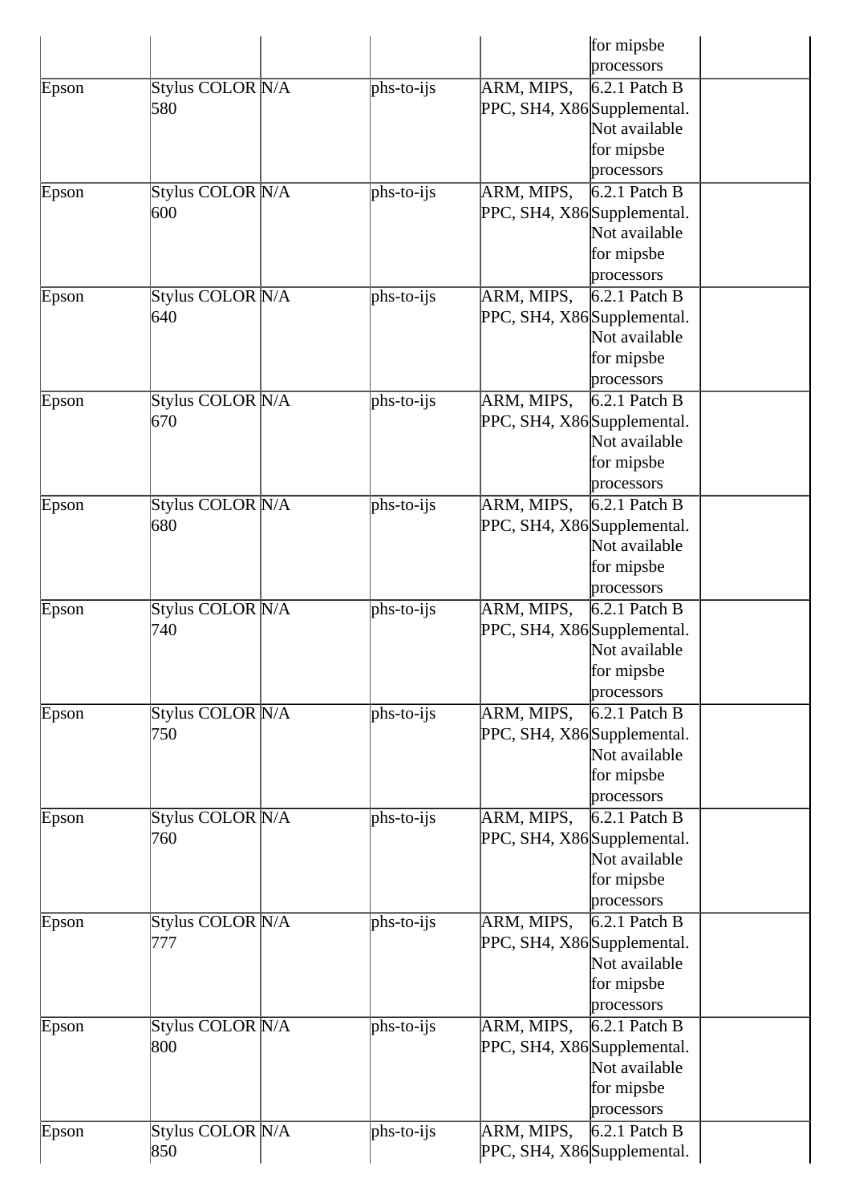| | | | | | for mipsbe processors | |
|---|---|---|---|---|---|---|
| Epson | Stylus COLOR 580 | N/A | phs-to-ijs | ARM, MIPS, PPC, SH4, X86 | 6.2.1 Patch B Supplemental. Not available for mipsbe processors | |
| Epson | Stylus COLOR 600 | N/A | phs-to-ijs | ARM, MIPS, PPC, SH4, X86 | 6.2.1 Patch B Supplemental. Not available for mipsbe processors | |
| Epson | Stylus COLOR 640 | N/A | phs-to-ijs | ARM, MIPS, PPC, SH4, X86 | 6.2.1 Patch B Supplemental. Not available for mipsbe processors | |
| Epson | Stylus COLOR 670 | N/A | phs-to-ijs | ARM, MIPS, PPC, SH4, X86 | 6.2.1 Patch B Supplemental. Not available for mipsbe processors | |
| Epson | Stylus COLOR 680 | N/A | phs-to-ijs | ARM, MIPS, PPC, SH4, X86 | 6.2.1 Patch B Supplemental. Not available for mipsbe processors | |
| Epson | Stylus COLOR 740 | N/A | phs-to-ijs | ARM, MIPS, PPC, SH4, X86 | 6.2.1 Patch B Supplemental. Not available for mipsbe processors | |
| Epson | Stylus COLOR 750 | N/A | phs-to-ijs | ARM, MIPS, PPC, SH4, X86 | 6.2.1 Patch B Supplemental. Not available for mipsbe processors | |
| Epson | Stylus COLOR 760 | N/A | phs-to-ijs | ARM, MIPS, PPC, SH4, X86 | 6.2.1 Patch B Supplemental. Not available for mipsbe processors | |
| Epson | Stylus COLOR 777 | N/A | phs-to-ijs | ARM, MIPS, PPC, SH4, X86 | 6.2.1 Patch B Supplemental. Not available for mipsbe processors | |
| Epson | Stylus COLOR 800 | N/A | phs-to-ijs | ARM, MIPS, PPC, SH4, X86 | 6.2.1 Patch B Supplemental. Not available for mipsbe processors | |
| Epson | Stylus COLOR 850 | N/A | phs-to-ijs | ARM, MIPS, PPC, SH4, X86 | 6.2.1 Patch B Supplemental. | |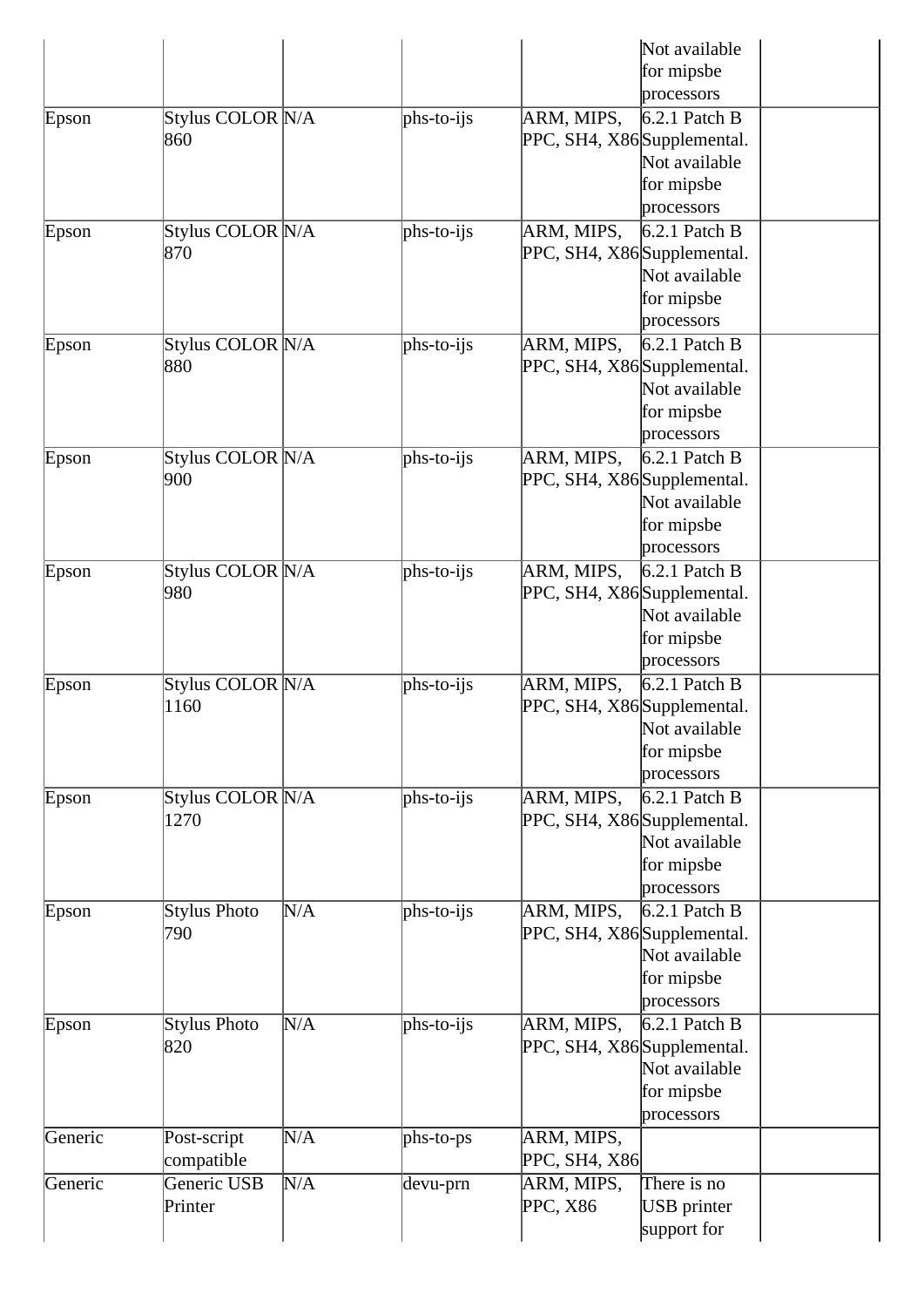| | | | | | Not available for mipsbe processors | |
|---|---|---|---|---|---|---|
| Epson | Stylus COLOR 860 | N/A | phs-to-ijs | ARM, MIPS, PPC, SH4, X86 | 6.2.1 Patch B Supplemental. Not available for mipsbe processors | |
| Epson | Stylus COLOR 870 | N/A | phs-to-ijs | ARM, MIPS, PPC, SH4, X86 | 6.2.1 Patch B Supplemental. Not available for mipsbe processors | |
| Epson | Stylus COLOR 880 | N/A | phs-to-ijs | ARM, MIPS, PPC, SH4, X86 | 6.2.1 Patch B Supplemental. Not available for mipsbe processors | |
| Epson | Stylus COLOR 900 | N/A | phs-to-ijs | ARM, MIPS, PPC, SH4, X86 | 6.2.1 Patch B Supplemental. Not available for mipsbe processors | |
| Epson | Stylus COLOR 980 | N/A | phs-to-ijs | ARM, MIPS, PPC, SH4, X86 | 6.2.1 Patch B Supplemental. Not available for mipsbe processors | |
| Epson | Stylus COLOR 1160 | N/A | phs-to-ijs | ARM, MIPS, PPC, SH4, X86 | 6.2.1 Patch B Supplemental. Not available for mipsbe processors | |
| Epson | Stylus COLOR 1270 | N/A | phs-to-ijs | ARM, MIPS, PPC, SH4, X86 | 6.2.1 Patch B Supplemental. Not available for mipsbe processors | |
| Epson | Stylus Photo 790 | N/A | phs-to-ijs | ARM, MIPS, PPC, SH4, X86 | 6.2.1 Patch B Supplemental. Not available for mipsbe processors | |
| Epson | Stylus Photo 820 | N/A | phs-to-ijs | ARM, MIPS, PPC, SH4, X86 | 6.2.1 Patch B Supplemental. Not available for mipsbe processors | |
| Generic | Post-script compatible | N/A | phs-to-ps | ARM, MIPS, PPC, SH4, X86 | | |
| Generic | Generic USB Printer | N/A | devu-prn | ARM, MIPS, PPC, X86 | There is no USB printer support for | |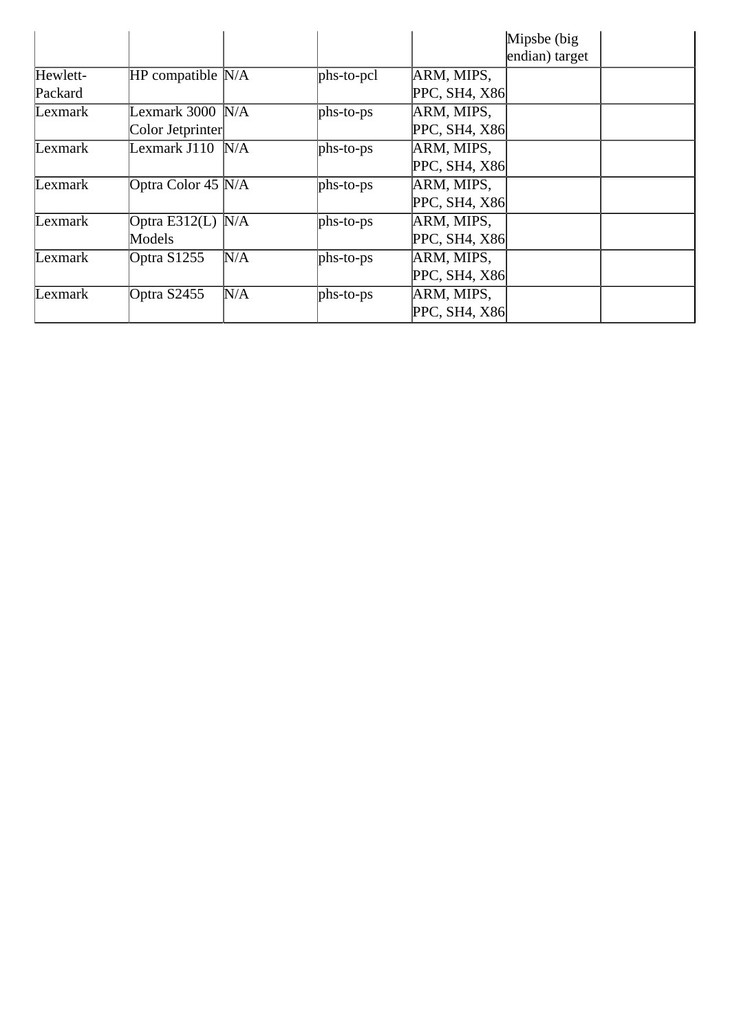| | | | | | | |
|---|---|---|---|---|---|---|
| | | | | | Mipsbe (big endian) target | |
| Hewlett-Packard | HP compatible | N/A | phs-to-pcl | ARM, MIPS, PPC, SH4, X86 | | |
| Lexmark | Lexmark 3000 Color Jetprinter | N/A | phs-to-ps | ARM, MIPS, PPC, SH4, X86 | | |
| Lexmark | Lexmark J110 | N/A | phs-to-ps | ARM, MIPS, PPC, SH4, X86 | | |
| Lexmark | Optra Color 45 | N/A | phs-to-ps | ARM, MIPS, PPC, SH4, X86 | | |
| Lexmark | Optra E312(L) Models | N/A | phs-to-ps | ARM, MIPS, PPC, SH4, X86 | | |
| Lexmark | Optra S1255 | N/A | phs-to-ps | ARM, MIPS, PPC, SH4, X86 | | |
| Lexmark | Optra S2455 | N/A | phs-to-ps | ARM, MIPS, PPC, SH4, X86 | | |